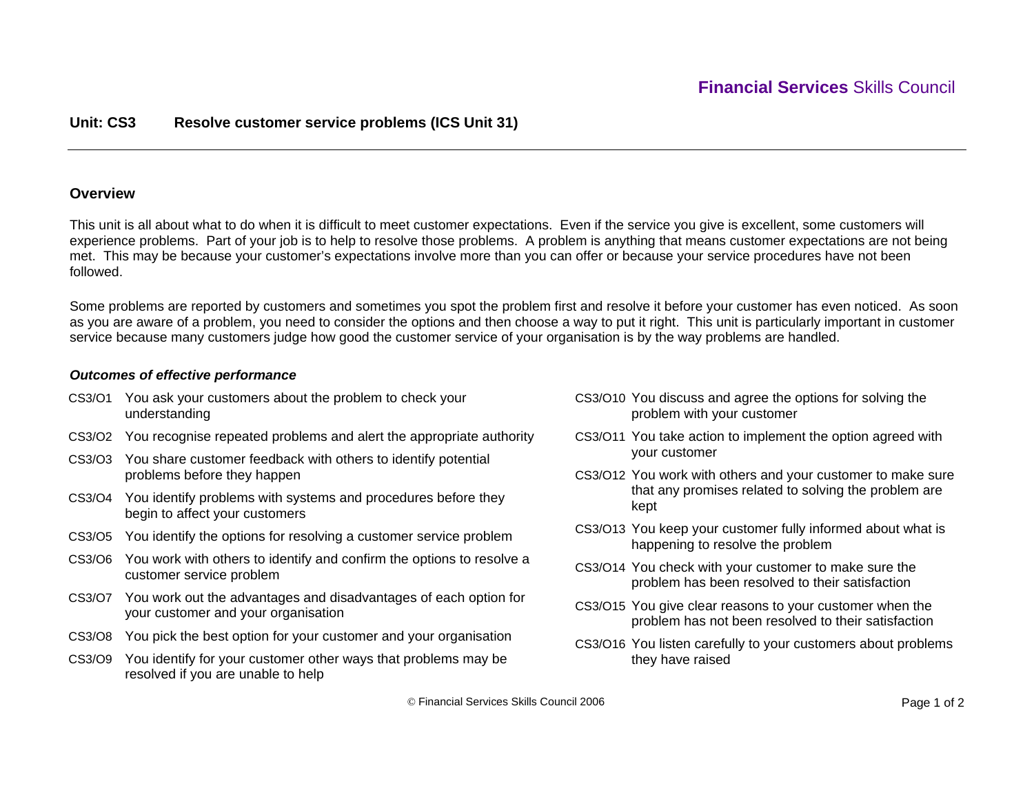**Financial Services** Skills Council

# Unit: CS3 Resolve customer service problems (ICS Unit 31)

## Overview

This unit is all about what to do when it is difficult to meet customer expectations. Even if the service you give is excellent, some customers will experience problems. Part of your job is to help to resolve those problems. A problem is anything that means customer expectations are not being met. This may be because your customer's expectations involve more than you can offer or because your service procedures have not been followed.

Some problems are reported by customers and sometimes you spot the problem first and resolve it before your customer has even noticed. As soon as you are aware of a problem, you need to consider the options and then choose a way to put it right. This unit is particularly important in customer service because many customers judge how good the customer service of your organisation is by the way problems are handled.

### *Outcomes of effective performance*

- CS3/O1 You ask your customers about the problem to check your understanding
- CS3/O2 You recognise repeated problems and alert the appropriate authority
- CS3/O3 You share customer feedback with others to identify potential problems before they happen
- CS3/O4 You identify problems with systems and procedures before they begin to affect your customers
- CS3/O5 You identify the options for resolving a customer service problem
- CS3/O6 You work with others to identify and confirm the options to resolve a customer service problem
- CS3/O7 You work out the advantages and disadvantages of each option for your customer and your organisation
- CS3/O8 You pick the best option for your customer and your organisation
- CS3/O9 You identify for your customer other ways that problems may be resolved if you are unable to help
- CS3/O10 You discuss and agree the options for solving the problem with your customer
- CS3/O11 You take action to implement the option agreed with your customer
- CS3/O12 You work with others and your customer to make sure that any promises related to solving the problem are kept
- CS3/O13 You keep your customer fully informed about what is happening to resolve the problem
- CS3/O14 You check with your customer to make sure the problem has been resolved to their satisfaction
- CS3/O15 You give clear reasons to your customer when the problem has not been resolved to their satisfaction
- CS3/O16 You listen carefully to your customers about problems they have raised

© Financial Services Skills Council 2006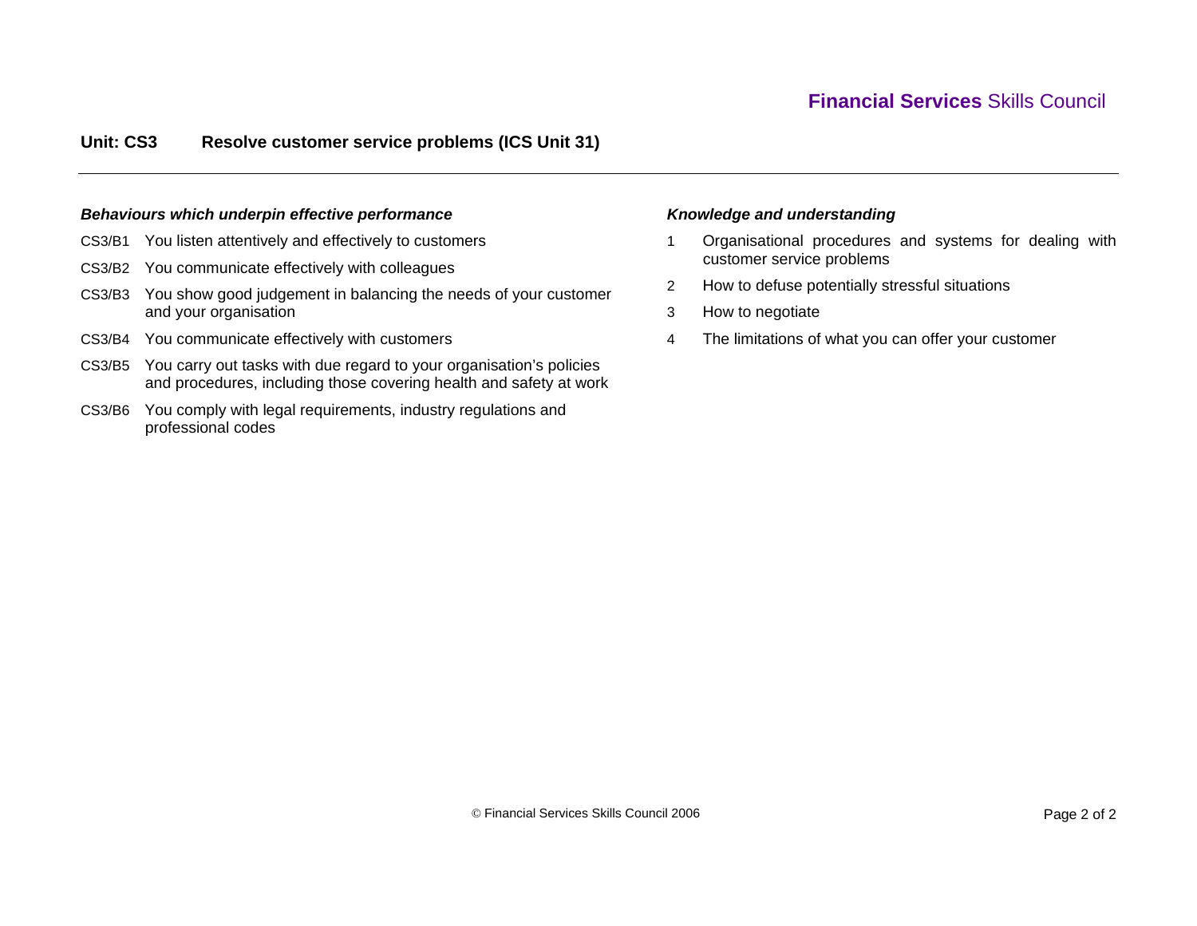**Financial Services** Skills Council

**Unit: CS3 Resolve customer service problems (ICS Unit 31)**

---

***Behaviours which underpin effective performance***

- CS3/B1 You listen attentively and effectively to customers
- CS3/B2 You communicate effectively with colleagues
- CS3/B3 You show good judgement in balancing the needs of your customer and your organisation
- CS3/B4 You communicate effectively with customers
- CS3/B5 You carry out tasks with due regard to your organisation's policies and procedures, including those covering health and safety at work
- CS3/B6 You comply with legal requirements, industry regulations and professional codes

***Knowledge and understanding***

1. Organisational procedures and systems for dealing with customer service problems
2. How to defuse potentially stressful situations
3. How to negotiate
4. The limitations of what you can offer your customer

© Financial Services Skills Council 2006